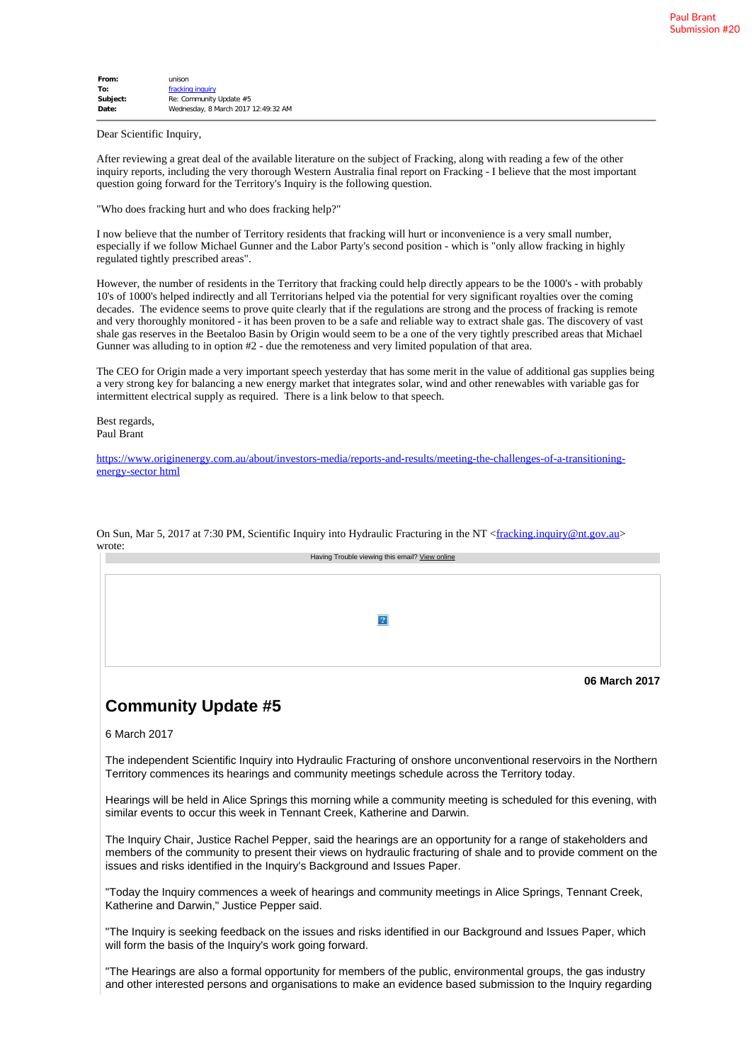Paul Brant
Submission #20

| | |
|---|---|
| **From:** | unison |
| **To:** | fracking inquiry |
| **Subject:** | Re: Community Update #5 |
| **Date:** | Wednesday, 8 March 2017 12:49:32 AM |

Dear Scientific Inquiry,

After reviewing a great deal of the available literature on the subject of Fracking, along with reading a few of the other inquiry reports, including the very thorough Western Australia final report on Fracking - I believe that the most important question going forward for the Territory's Inquiry is the following question.

"Who does fracking hurt and who does fracking help?"

I now believe that the number of Territory residents that fracking will hurt or inconvenience is a very small number, especially if we follow Michael Gunner and the Labor Party's second position - which is "only allow fracking in highly regulated tightly prescribed areas".

However, the number of residents in the Territory that fracking could help directly appears to be the 1000's - with probably 10's of 1000's helped indirectly and all Territorians helped via the potential for very significant royalties over the coming decades. The evidence seems to prove quite clearly that if the regulations are strong and the process of fracking is remote and very thoroughly monitored - it has been proven to be a safe and reliable way to extract shale gas. The discovery of vast shale gas reserves in the Beetaloo Basin by Origin would seem to be a one of the very tightly prescribed areas that Michael Gunner was alluding to in option #2 - due the remoteness and very limited population of that area.

The CEO for Origin made a very important speech yesterday that has some merit in the value of additional gas supplies being a very strong key for balancing a new energy market that integrates solar, wind and other renewables with variable gas for intermittent electrical supply as required. There is a link below to that speech.

Best regards,
Paul Brant

https://www.originenergy.com.au/about/investors-media/reports-and-results/meeting-the-challenges-of-a-transitioning-energy-sector html

On Sun, Mar 5, 2017 at 7:30 PM, Scientific Inquiry into Hydraulic Fracturing in the NT <fracking.inquiry@nt.gov.au> wrote:

Having Trouble viewing this email? View online

**06 March 2017**

## Community Update #5

6 March 2017

The independent Scientific Inquiry into Hydraulic Fracturing of onshore unconventional reservoirs in the Northern Territory commences its hearings and community meetings schedule across the Territory today.

Hearings will be held in Alice Springs this morning while a community meeting is scheduled for this evening, with similar events to occur this week in Tennant Creek, Katherine and Darwin.

The Inquiry Chair, Justice Rachel Pepper, said the hearings are an opportunity for a range of stakeholders and members of the community to present their views on hydraulic fracturing of shale and to provide comment on the issues and risks identified in the Inquiry's Background and Issues Paper.

"Today the Inquiry commences a week of hearings and community meetings in Alice Springs, Tennant Creek, Katherine and Darwin," Justice Pepper said.

"The Inquiry is seeking feedback on the issues and risks identified in our Background and Issues Paper, which will form the basis of the Inquiry's work going forward.

"The Hearings are also a formal opportunity for members of the public, environmental groups, the gas industry and other interested persons and organisations to make an evidence based submission to the Inquiry regarding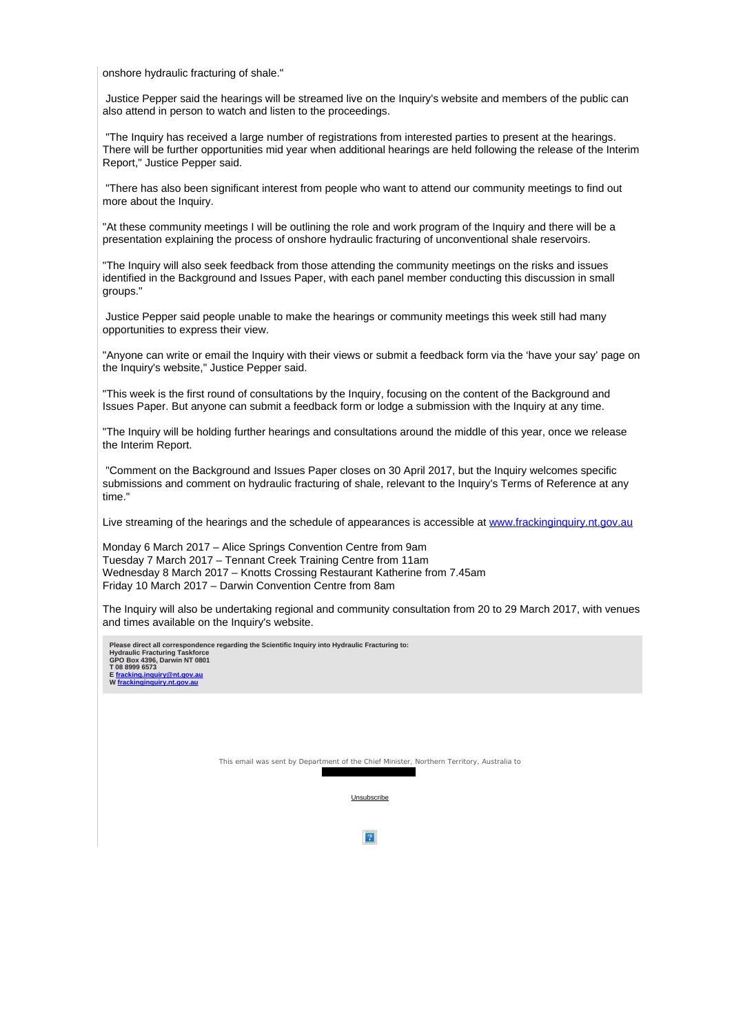onshore hydraulic fracturing of shale."

Justice Pepper said the hearings will be streamed live on the Inquiry's website and members of the public can also attend in person to watch and listen to the proceedings.

"The Inquiry has received a large number of registrations from interested parties to present at the hearings. There will be further opportunities mid year when additional hearings are held following the release of the Interim Report," Justice Pepper said.

"There has also been significant interest from people who want to attend our community meetings to find out more about the Inquiry.

"At these community meetings I will be outlining the role and work program of the Inquiry and there will be a presentation explaining the process of onshore hydraulic fracturing of unconventional shale reservoirs.

"The Inquiry will also seek feedback from those attending the community meetings on the risks and issues identified in the Background and Issues Paper, with each panel member conducting this discussion in small groups."

Justice Pepper said people unable to make the hearings or community meetings this week still had many opportunities to express their view.

"Anyone can write or email the Inquiry with their views or submit a feedback form via the 'have your say' page on the Inquiry's website," Justice Pepper said.

"This week is the first round of consultations by the Inquiry, focusing on the content of the Background and Issues Paper. But anyone can submit a feedback form or lodge a submission with the Inquiry at any time.

"The Inquiry will be holding further hearings and consultations around the middle of this year, once we release the Interim Report.

"Comment on the Background and Issues Paper closes on 30 April 2017, but the Inquiry welcomes specific submissions and comment on hydraulic fracturing of shale, relevant to the Inquiry's Terms of Reference at any time."

Live streaming of the hearings and the schedule of appearances is accessible at www.frackinginquiry.nt.gov.au

Monday 6 March 2017 – Alice Springs Convention Centre from 9am
Tuesday 7 March 2017 – Tennant Creek Training Centre from 11am
Wednesday 8 March 2017 – Knotts Crossing Restaurant Katherine from 7.45am
Friday 10 March 2017 – Darwin Convention Centre from 8am

The Inquiry will also be undertaking regional and community consultation from 20 to 29 March 2017, with venues and times available on the Inquiry's website.

**Please direct all correspondence regarding the Scientific Inquiry into Hydraulic Fracturing to:**
**Hydraulic Fracturing Taskforce**
**GPO Box 4396, Darwin NT 0801**
**T 08 8999 6573**
**E fracking.inquiry@nt.gov.au**
**W frackinginquiry.nt.gov.au**

This email was sent by Department of the Chief Minister, Northern Territory, Australia to

Unsubscribe